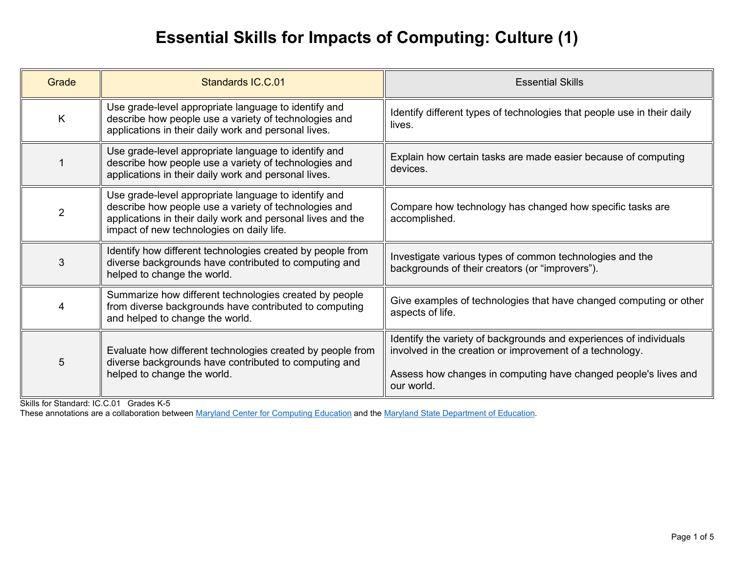# Essential Skills for Impacts of Computing: Culture (1)

| Grade | Standards IC.C.01 | Essential Skills |
| --- | --- | --- |
| K | Use grade-level appropriate language to identify and describe how people use a variety of technologies and applications in their daily work and personal lives. | Identify different types of technologies that people use in their daily lives. |
| 1 | Use grade-level appropriate language to identify and describe how people use a variety of technologies and applications in their daily work and personal lives. | Explain how certain tasks are made easier because of computing devices. |
| 2 | Use grade-level appropriate language to identify and describe how people use a variety of technologies and applications in their daily work and personal lives and the impact of new technologies on daily life. | Compare how technology has changed how specific tasks are accomplished. |
| 3 | Identify how different technologies created by people from diverse backgrounds have contributed to computing and helped to change the world. | Investigate various types of common technologies and the backgrounds of their creators (or "improvers"). |
| 4 | Summarize how different technologies created by people from diverse backgrounds have contributed to computing and helped to change the world. | Give examples of technologies that have changed computing or other aspects of life. |
| 5 | Evaluate how different technologies created by people from diverse backgrounds have contributed to computing and helped to change the world. | Identify the variety of backgrounds and experiences of individuals involved in the creation or improvement of a technology.<br><br>Assess how changes in computing have changed people's lives and our world. |

Skills for Standard: IC.C.01 Grades K-5

These annotations are a collaboration between [Maryland Center for Computing Education] and the [Maryland State Department of Education].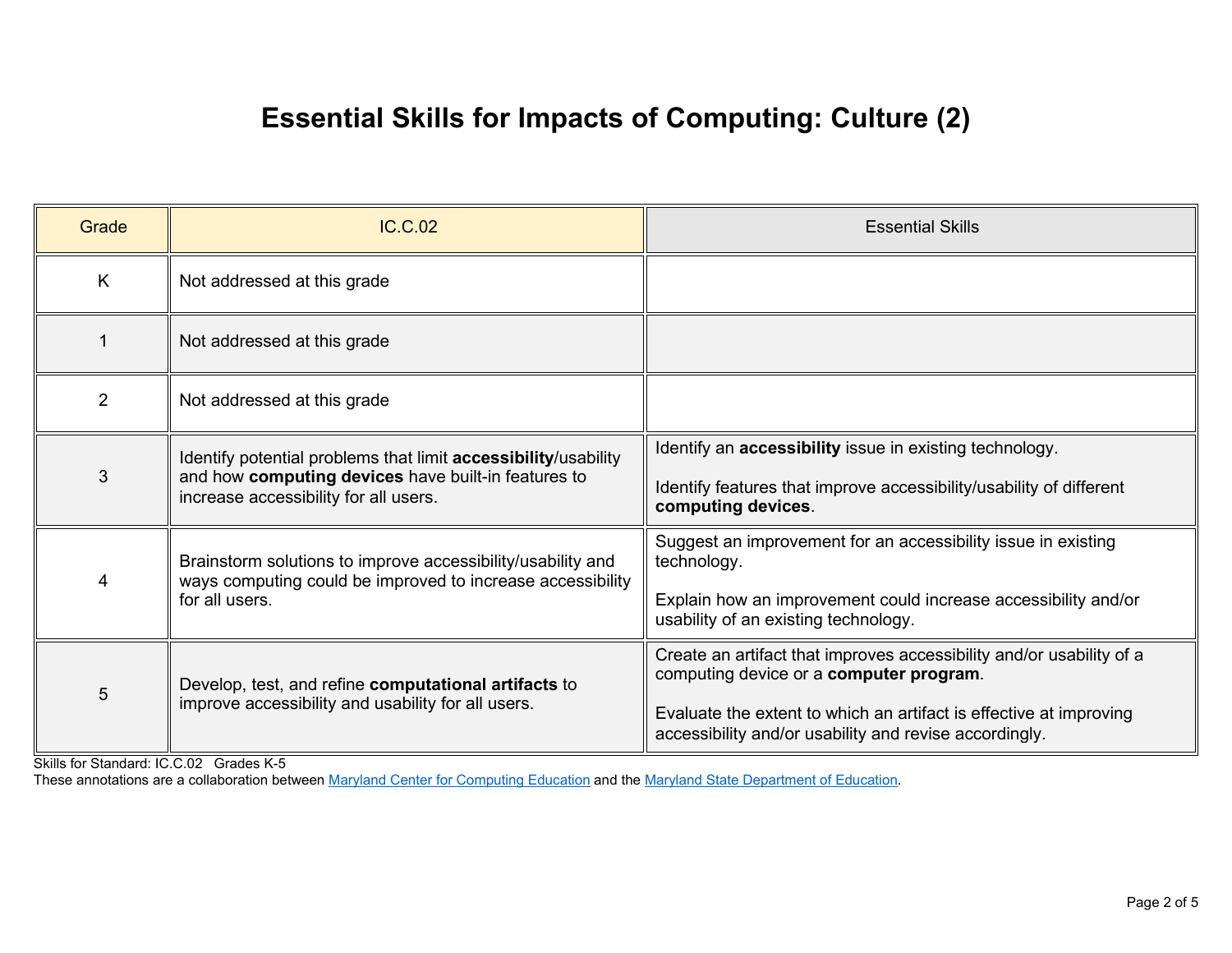# Essential Skills for Impacts of Computing: Culture (2)

| Grade | IC.C.02 | Essential Skills |
|---|---|---|
| K | Not addressed at this grade | |
| 1 | Not addressed at this grade | |
| 2 | Not addressed at this grade | |
| 3 | Identify potential problems that limit **accessibility**/usability and how **computing devices** have built-in features to increase accessibility for all users. | Identify an **accessibility** issue in existing technology.<br><br>Identify features that improve accessibility/usability of different **computing devices**. |
| 4 | Brainstorm solutions to improve accessibility/usability and ways computing could be improved to increase accessibility for all users. | Suggest an improvement for an accessibility issue in existing technology.<br><br>Explain how an improvement could increase accessibility and/or usability of an existing technology. |
| 5 | Develop, test, and refine **computational artifacts** to improve accessibility and usability for all users. | Create an artifact that improves accessibility and/or usability of a computing device or a **computer program**.<br><br>Evaluate the extent to which an artifact is effective at improving accessibility and/or usability and revise accordingly. |

Skills for Standard: IC.C.02 Grades K-5

These annotations are a collaboration between Maryland Center for Computing Education and the Maryland State Department of Education.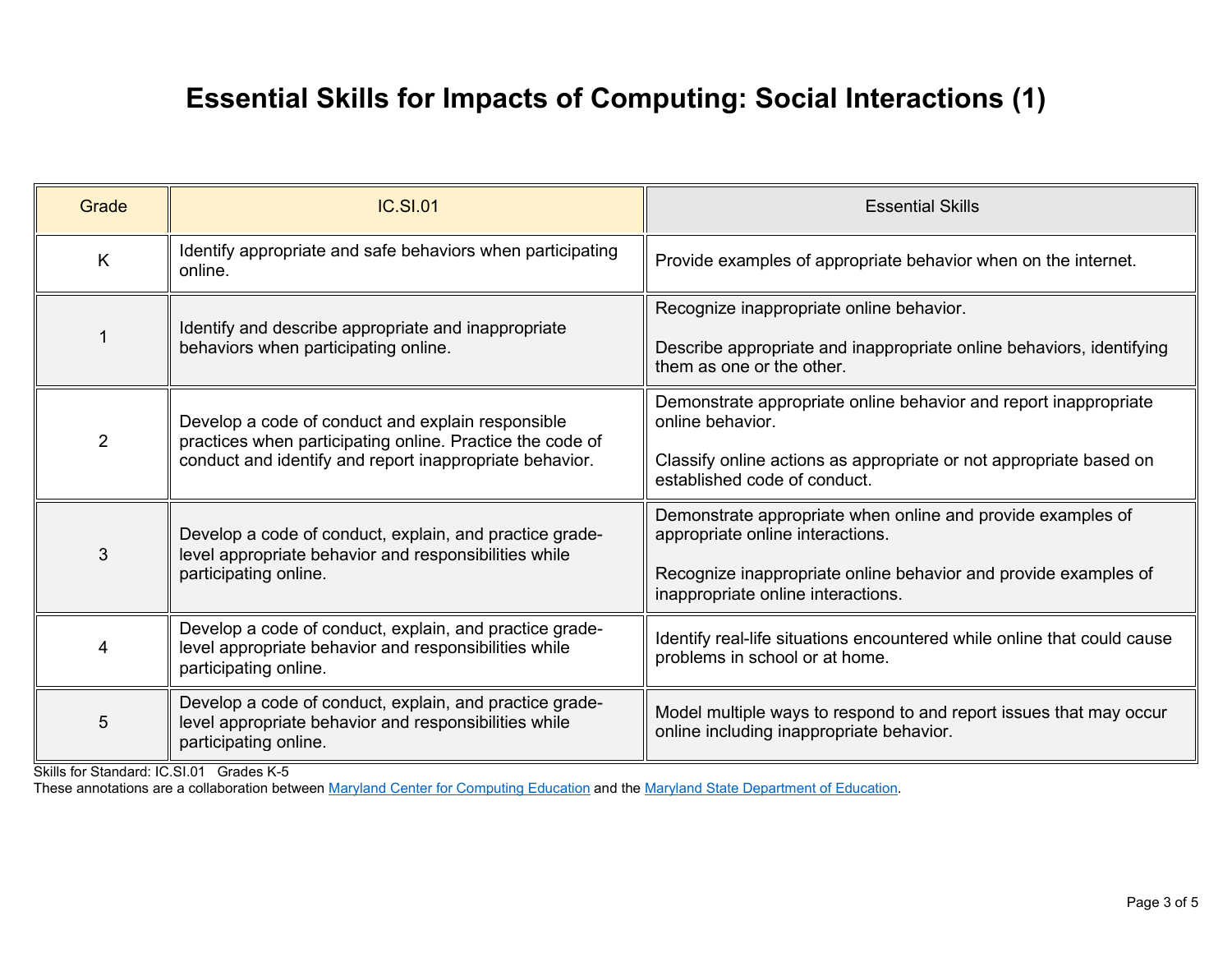# Essential Skills for Impacts of Computing: Social Interactions (1)

| Grade | IC.SI.01 | Essential Skills |
|---|---|---|
| K | Identify appropriate and safe behaviors when participating online. | Provide examples of appropriate behavior when on the internet. |
| 1 | Identify and describe appropriate and inappropriate behaviors when participating online. | Recognize inappropriate online behavior.<br><br>Describe appropriate and inappropriate online behaviors, identifying them as one or the other. |
| 2 | Develop a code of conduct and explain responsible practices when participating online. Practice the code of conduct and identify and report inappropriate behavior. | Demonstrate appropriate online behavior and report inappropriate online behavior.<br><br>Classify online actions as appropriate or not appropriate based on established code of conduct. |
| 3 | Develop a code of conduct, explain, and practice grade-level appropriate behavior and responsibilities while participating online. | Demonstrate appropriate when online and provide examples of appropriate online interactions.<br><br>Recognize inappropriate online behavior and provide examples of inappropriate online interactions. |
| 4 | Develop a code of conduct, explain, and practice grade-level appropriate behavior and responsibilities while participating online. | Identify real-life situations encountered while online that could cause problems in school or at home. |
| 5 | Develop a code of conduct, explain, and practice grade-level appropriate behavior and responsibilities while participating online. | Model multiple ways to respond to and report issues that may occur online including inappropriate behavior. |

Skills for Standard: IC.SI.01 Grades K-5

These annotations are a collaboration between [Maryland Center for Computing Education]() and the [Maryland State Department of Education]().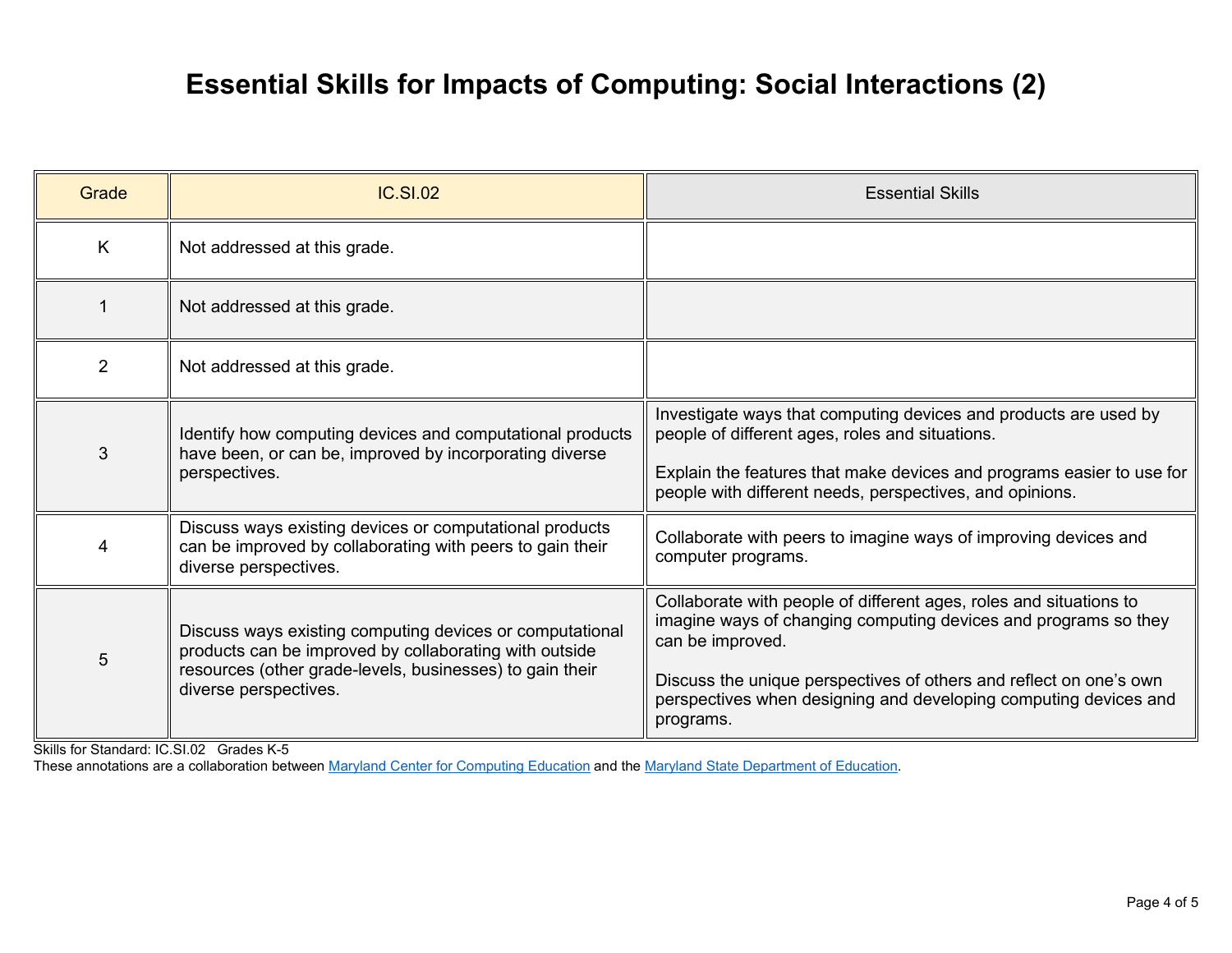# Essential Skills for Impacts of Computing: Social Interactions (2)

| Grade | IC.SI.02 | Essential Skills |
|---|---|---|
| K | Not addressed at this grade. | |
| 1 | Not addressed at this grade. | |
| 2 | Not addressed at this grade. | |
| 3 | Identify how computing devices and computational products have been, or can be, improved by incorporating diverse perspectives. | Investigate ways that computing devices and products are used by people of different ages, roles and situations.<br><br>Explain the features that make devices and programs easier to use for people with different needs, perspectives, and opinions. |
| 4 | Discuss ways existing devices or computational products can be improved by collaborating with peers to gain their diverse perspectives. | Collaborate with peers to imagine ways of improving devices and computer programs. |
| 5 | Discuss ways existing computing devices or computational products can be improved by collaborating with outside resources (other grade-levels, businesses) to gain their diverse perspectives. | Collaborate with people of different ages, roles and situations to imagine ways of changing computing devices and programs so they can be improved.<br><br>Discuss the unique perspectives of others and reflect on one's own perspectives when designing and developing computing devices and programs. |

Skills for Standard: IC.SI.02 Grades K-5

These annotations are a collaboration between Maryland Center for Computing Education and the Maryland State Department of Education.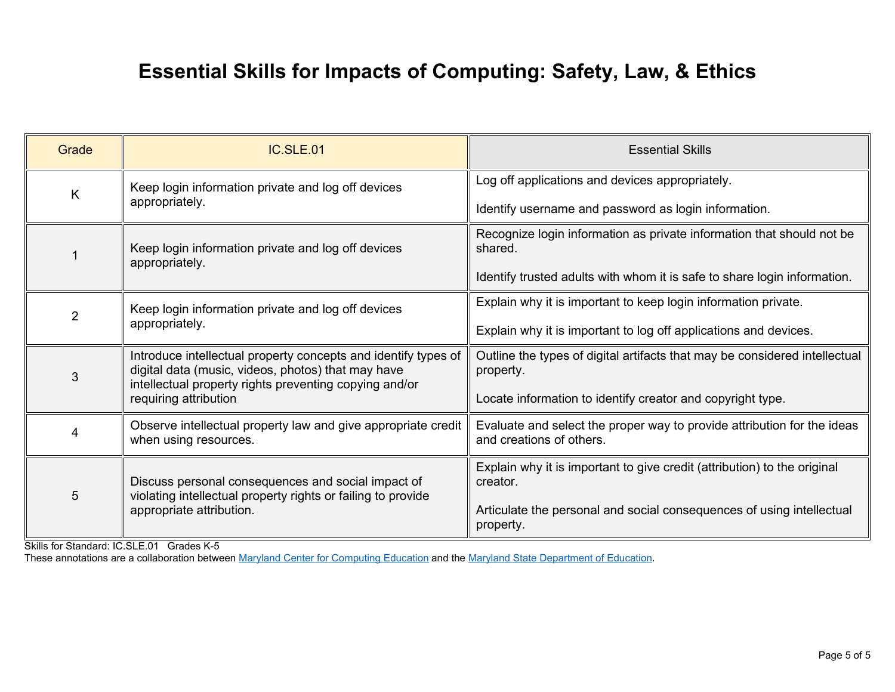# Essential Skills for Impacts of Computing: Safety, Law, & Ethics

| Grade | IC.SLE.01 | Essential Skills |
|---|---|---|
| K | Keep login information private and log off devices appropriately. | Log off applications and devices appropriately.<br><br>Identify username and password as login information. |
| 1 | Keep login information private and log off devices appropriately. | Recognize login information as private information that should not be shared.<br><br>Identify trusted adults with whom it is safe to share login information. |
| 2 | Keep login information private and log off devices appropriately. | Explain why it is important to keep login information private.<br><br>Explain why it is important to log off applications and devices. |
| 3 | Introduce intellectual property concepts and identify types of digital data (music, videos, photos) that may have intellectual property rights preventing copying and/or requiring attribution | Outline the types of digital artifacts that may be considered intellectual property.<br><br>Locate information to identify creator and copyright type. |
| 4 | Observe intellectual property law and give appropriate credit when using resources. | Evaluate and select the proper way to provide attribution for the ideas and creations of others. |
| 5 | Discuss personal consequences and social impact of violating intellectual property rights or failing to provide appropriate attribution. | Explain why it is important to give credit (attribution) to the original creator.<br><br>Articulate the personal and social consequences of using intellectual property. |

Skills for Standard: IC.SLE.01 Grades K-5

These annotations are a collaboration between Maryland Center for Computing Education and the Maryland State Department of Education.